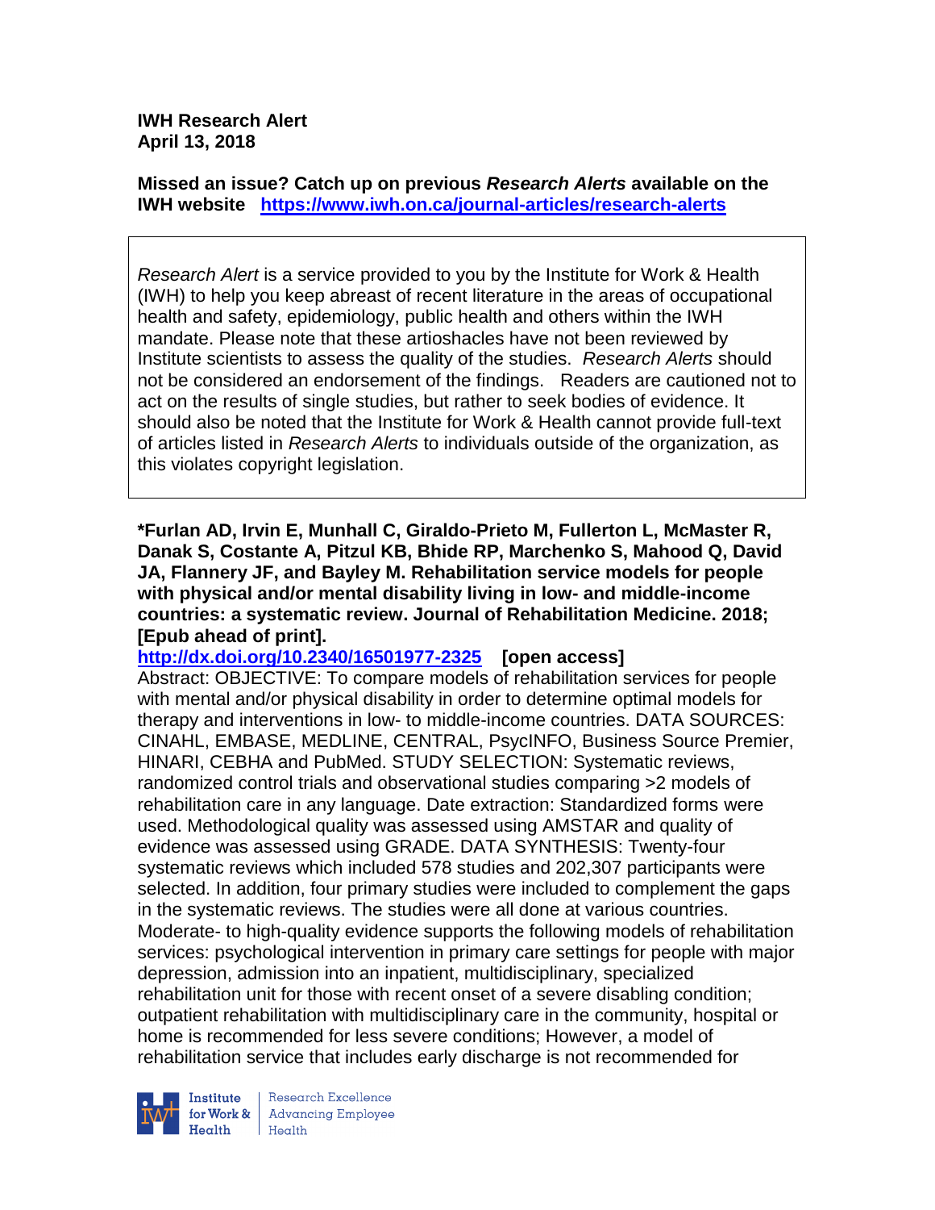**IWH Research Alert**
**April 13, 2018**

**Missed an issue? Catch up on previous *Research Alerts* available on the IWH website** **https://www.iwh.on.ca/journal-articles/research-alerts**

*Research Alert* is a service provided to you by the Institute for Work & Health (IWH) to help you keep abreast of recent literature in the areas of occupational health and safety, epidemiology, public health and others within the IWH mandate. Please note that these artioshacles have not been reviewed by Institute scientists to assess the quality of the studies. *Research Alerts* should not be considered an endorsement of the findings. Readers are cautioned not to act on the results of single studies, but rather to seek bodies of evidence. It should also be noted that the Institute for Work & Health cannot provide full-text of articles listed in *Research Alerts* to individuals outside of the organization, as this violates copyright legislation.

**\*Furlan AD, Irvin E, Munhall C, Giraldo-Prieto M, Fullerton L, McMaster R, Danak S, Costante A, Pitzul KB, Bhide RP, Marchenko S, Mahood Q, David JA, Flannery JF, and Bayley M. Rehabilitation service models for people with physical and/or mental disability living in low- and middle-income countries: a systematic review. Journal of Rehabilitation Medicine. 2018; [Epub ahead of print].**

**http://dx.doi.org/10.2340/16501977-2325** **[open access]**

Abstract: OBJECTIVE: To compare models of rehabilitation services for people with mental and/or physical disability in order to determine optimal models for therapy and interventions in low- to middle-income countries. DATA SOURCES: CINAHL, EMBASE, MEDLINE, CENTRAL, PsycINFO, Business Source Premier, HINARI, CEBHA and PubMed. STUDY SELECTION: Systematic reviews, randomized control trials and observational studies comparing >2 models of rehabilitation care in any language. Date extraction: Standardized forms were used. Methodological quality was assessed using AMSTAR and quality of evidence was assessed using GRADE. DATA SYNTHESIS: Twenty-four systematic reviews which included 578 studies and 202,307 participants were selected. In addition, four primary studies were included to complement the gaps in the systematic reviews. The studies were all done at various countries. Moderate- to high-quality evidence supports the following models of rehabilitation services: psychological intervention in primary care settings for people with major depression, admission into an inpatient, multidisciplinary, specialized rehabilitation unit for those with recent onset of a severe disabling condition; outpatient rehabilitation with multidisciplinary care in the community, hospital or home is recommended for less severe conditions; However, a model of rehabilitation service that includes early discharge is not recommended for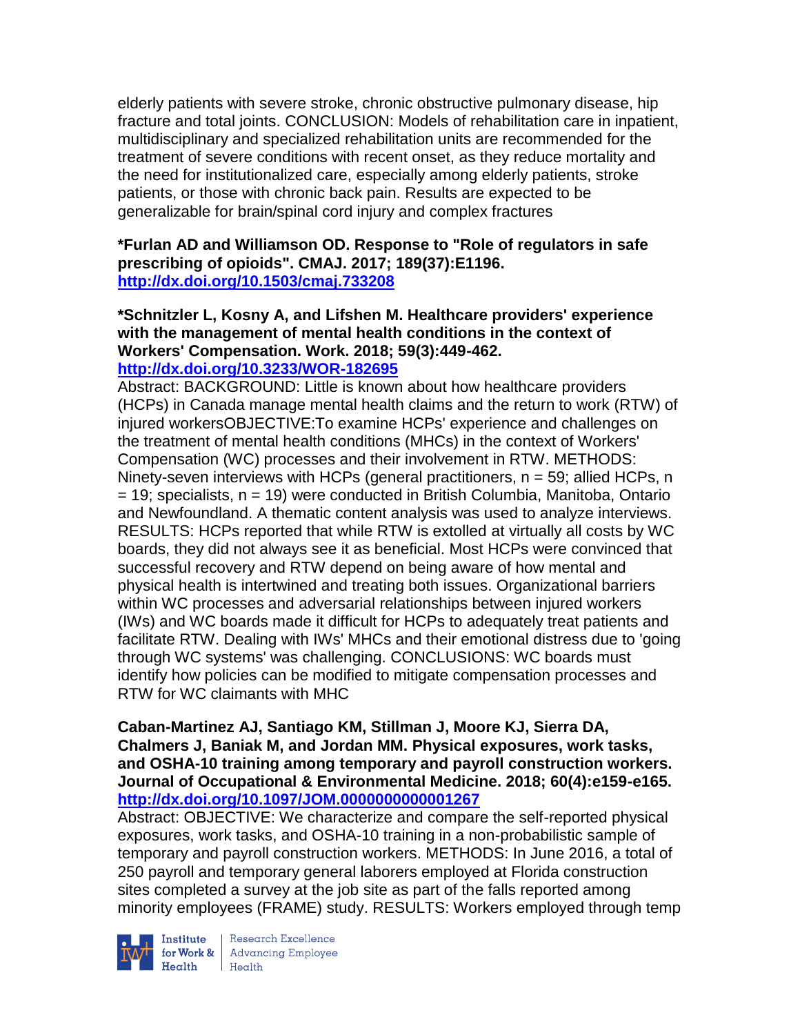elderly patients with severe stroke, chronic obstructive pulmonary disease, hip fracture and total joints. CONCLUSION: Models of rehabilitation care in inpatient, multidisciplinary and specialized rehabilitation units are recommended for the treatment of severe conditions with recent onset, as they reduce mortality and the need for institutionalized care, especially among elderly patients, stroke patients, or those with chronic back pain. Results are expected to be generalizable for brain/spinal cord injury and complex fractures

**\*Furlan AD and Williamson OD. Response to "Role of regulators in safe prescribing of opioids". CMAJ. 2017; 189(37):E1196.**
**http://dx.doi.org/10.1503/cmaj.733208**

**\*Schnitzler L, Kosny A, and Lifshen M. Healthcare providers' experience with the management of mental health conditions in the context of Workers' Compensation. Work. 2018; 59(3):449-462.**
**http://dx.doi.org/10.3233/WOR-182695**

Abstract: BACKGROUND: Little is known about how healthcare providers (HCPs) in Canada manage mental health claims and the return to work (RTW) of injured workersOBJECTIVE:To examine HCPs' experience and challenges on the treatment of mental health conditions (MHCs) in the context of Workers' Compensation (WC) processes and their involvement in RTW. METHODS: Ninety-seven interviews with HCPs (general practitioners, n = 59; allied HCPs, n = 19; specialists, n = 19) were conducted in British Columbia, Manitoba, Ontario and Newfoundland. A thematic content analysis was used to analyze interviews. RESULTS: HCPs reported that while RTW is extolled at virtually all costs by WC boards, they did not always see it as beneficial. Most HCPs were convinced that successful recovery and RTW depend on being aware of how mental and physical health is intertwined and treating both issues. Organizational barriers within WC processes and adversarial relationships between injured workers (IWs) and WC boards made it difficult for HCPs to adequately treat patients and facilitate RTW. Dealing with IWs' MHCs and their emotional distress due to 'going through WC systems' was challenging. CONCLUSIONS: WC boards must identify how policies can be modified to mitigate compensation processes and RTW for WC claimants with MHC

**Caban-Martinez AJ, Santiago KM, Stillman J, Moore KJ, Sierra DA, Chalmers J, Baniak M, and Jordan MM. Physical exposures, work tasks, and OSHA-10 training among temporary and payroll construction workers. Journal of Occupational & Environmental Medicine. 2018; 60(4):e159-e165.**
**http://dx.doi.org/10.1097/JOM.0000000000001267**

Abstract: OBJECTIVE: We characterize and compare the self-reported physical exposures, work tasks, and OSHA-10 training in a non-probabilistic sample of temporary and payroll construction workers. METHODS: In June 2016, a total of 250 payroll and temporary general laborers employed at Florida construction sites completed a survey at the job site as part of the falls reported among minority employees (FRAME) study. RESULTS: Workers employed through temp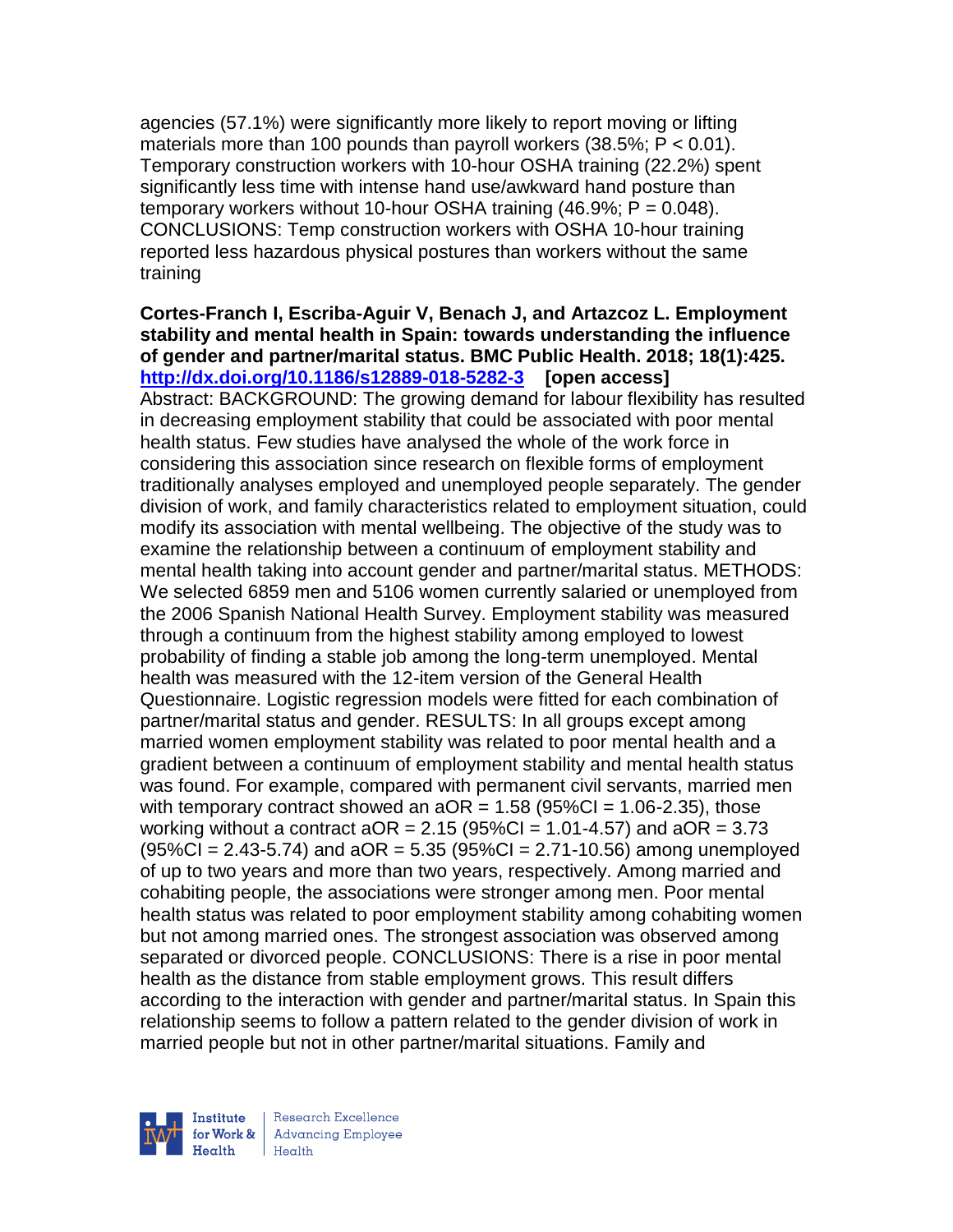agencies (57.1%) were significantly more likely to report moving or lifting materials more than 100 pounds than payroll workers (38.5%; $P < 0.01$). Temporary construction workers with 10-hour OSHA training (22.2%) spent significantly less time with intense hand use/awkward hand posture than temporary workers without 10-hour OSHA training (46.9%; $P = 0.048$). CONCLUSIONS: Temp construction workers with OSHA 10-hour training reported less hazardous physical postures than workers without the same training

**Cortes-Franch I, Escriba-Aguir V, Benach J, and Artazcoz L. Employment stability and mental health in Spain: towards understanding the influence of gender and partner/marital status. BMC Public Health. 2018; 18(1):425. http://dx.doi.org/10.1186/s12889-018-5282-3 [open access]**

Abstract: BACKGROUND: The growing demand for labour flexibility has resulted in decreasing employment stability that could be associated with poor mental health status. Few studies have analysed the whole of the work force in considering this association since research on flexible forms of employment traditionally analyses employed and unemployed people separately. The gender division of work, and family characteristics related to employment situation, could modify its association with mental wellbeing. The objective of the study was to examine the relationship between a continuum of employment stability and mental health taking into account gender and partner/marital status. METHODS: We selected 6859 men and 5106 women currently salaried or unemployed from the 2006 Spanish National Health Survey. Employment stability was measured through a continuum from the highest stability among employed to lowest probability of finding a stable job among the long-term unemployed. Mental health was measured with the 12-item version of the General Health Questionnaire. Logistic regression models were fitted for each combination of partner/marital status and gender. RESULTS: In all groups except among married women employment stability was related to poor mental health and a gradient between a continuum of employment stability and mental health status was found. For example, compared with permanent civil servants, married men with temporary contract showed an aOR = 1.58 (95%CI = 1.06-2.35), those working without a contract aOR = 2.15 (95%CI = 1.01-4.57) and aOR = 3.73 (95%CI = 2.43-5.74) and aOR = 5.35 (95%CI = 2.71-10.56) among unemployed of up to two years and more than two years, respectively. Among married and cohabiting people, the associations were stronger among men. Poor mental health status was related to poor employment stability among cohabiting women but not among married ones. The strongest association was observed among separated or divorced people. CONCLUSIONS: There is a rise in poor mental health as the distance from stable employment grows. This result differs according to the interaction with gender and partner/marital status. In Spain this relationship seems to follow a pattern related to the gender division of work in married people but not in other partner/marital situations. Family and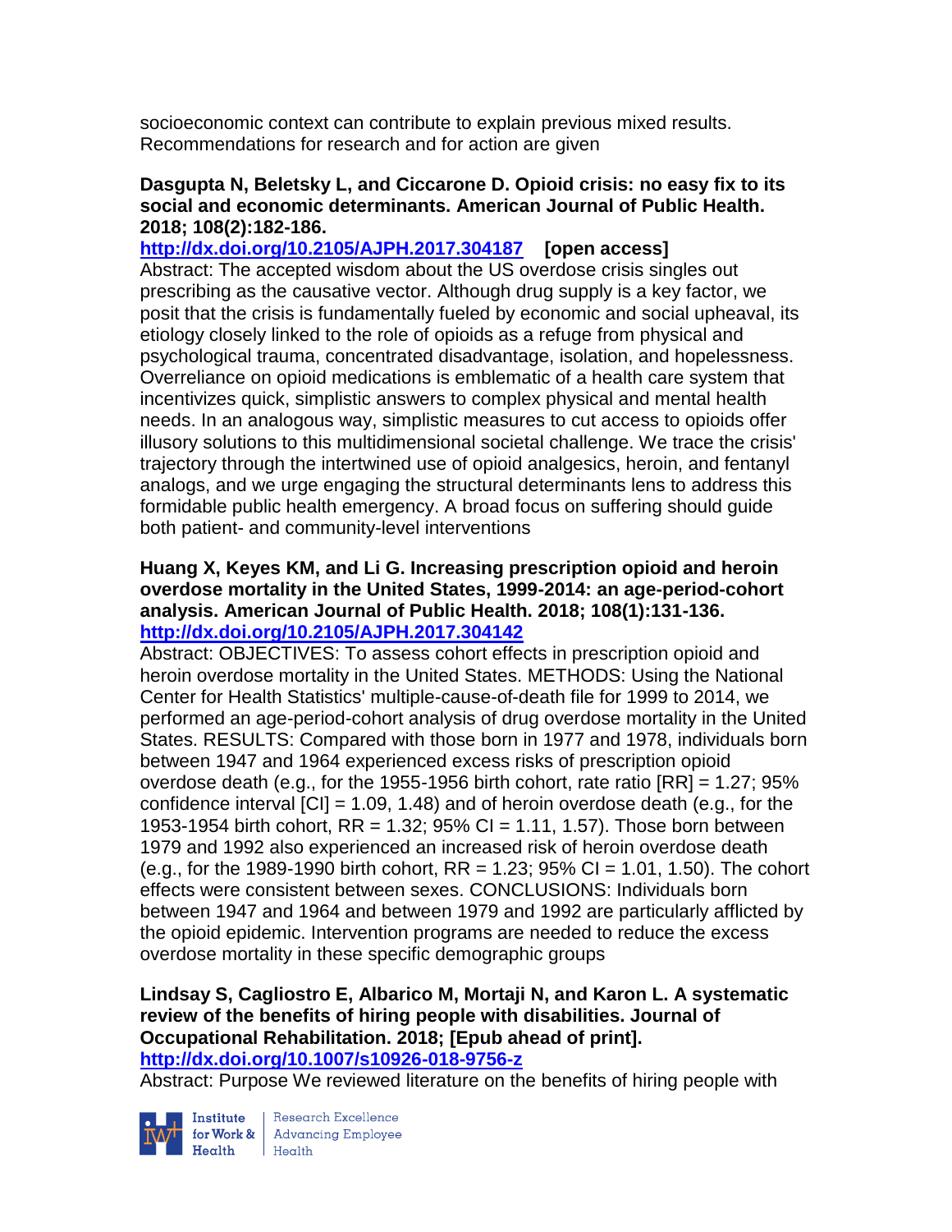socioeconomic context can contribute to explain previous mixed results. Recommendations for research and for action are given

**Dasgupta N, Beletsky L, and Ciccarone D. Opioid crisis: no easy fix to its social and economic determinants. American Journal of Public Health. 2018; 108(2):182-186.**
**http://dx.doi.org/10.2105/AJPH.2017.304187 [open access]**
Abstract: The accepted wisdom about the US overdose crisis singles out prescribing as the causative vector. Although drug supply is a key factor, we posit that the crisis is fundamentally fueled by economic and social upheaval, its etiology closely linked to the role of opioids as a refuge from physical and psychological trauma, concentrated disadvantage, isolation, and hopelessness. Overreliance on opioid medications is emblematic of a health care system that incentivizes quick, simplistic answers to complex physical and mental health needs. In an analogous way, simplistic measures to cut access to opioids offer illusory solutions to this multidimensional societal challenge. We trace the crisis' trajectory through the intertwined use of opioid analgesics, heroin, and fentanyl analogs, and we urge engaging the structural determinants lens to address this formidable public health emergency. A broad focus on suffering should guide both patient- and community-level interventions

**Huang X, Keyes KM, and Li G. Increasing prescription opioid and heroin overdose mortality in the United States, 1999-2014: an age-period-cohort analysis. American Journal of Public Health. 2018; 108(1):131-136.**
**http://dx.doi.org/10.2105/AJPH.2017.304142**
Abstract: OBJECTIVES: To assess cohort effects in prescription opioid and heroin overdose mortality in the United States. METHODS: Using the National Center for Health Statistics' multiple-cause-of-death file for 1999 to 2014, we performed an age-period-cohort analysis of drug overdose mortality in the United States. RESULTS: Compared with those born in 1977 and 1978, individuals born between 1947 and 1964 experienced excess risks of prescription opioid overdose death (e.g., for the 1955-1956 birth cohort, rate ratio [RR] = 1.27; 95% confidence interval [CI] = 1.09, 1.48) and of heroin overdose death (e.g., for the 1953-1954 birth cohort, RR = 1.32; 95% CI = 1.11, 1.57). Those born between 1979 and 1992 also experienced an increased risk of heroin overdose death (e.g., for the 1989-1990 birth cohort, RR = 1.23; 95% CI = 1.01, 1.50). The cohort effects were consistent between sexes. CONCLUSIONS: Individuals born between 1947 and 1964 and between 1979 and 1992 are particularly afflicted by the opioid epidemic. Intervention programs are needed to reduce the excess overdose mortality in these specific demographic groups

**Lindsay S, Cagliostro E, Albarico M, Mortaji N, and Karon L. A systematic review of the benefits of hiring people with disabilities. Journal of Occupational Rehabilitation. 2018; [Epub ahead of print].**
**http://dx.doi.org/10.1007/s10926-018-9756-z**
Abstract: Purpose We reviewed literature on the benefits of hiring people with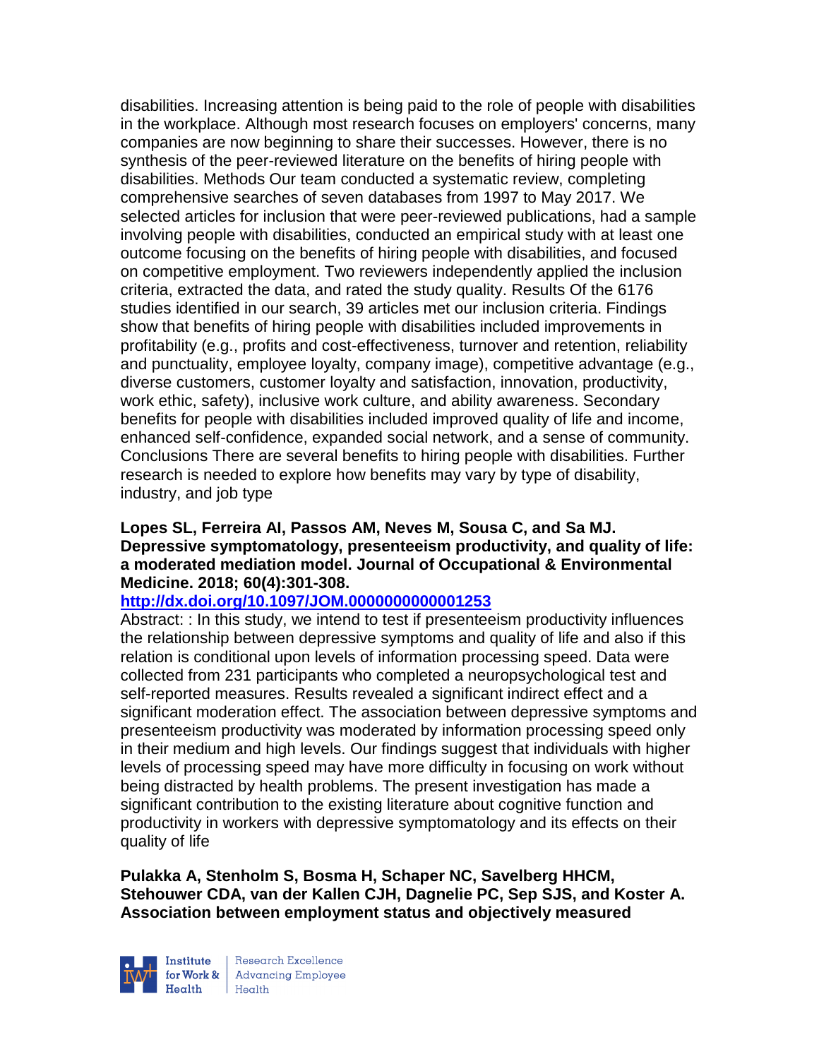disabilities. Increasing attention is being paid to the role of people with disabilities in the workplace. Although most research focuses on employers' concerns, many companies are now beginning to share their successes. However, there is no synthesis of the peer-reviewed literature on the benefits of hiring people with disabilities. Methods Our team conducted a systematic review, completing comprehensive searches of seven databases from 1997 to May 2017. We selected articles for inclusion that were peer-reviewed publications, had a sample involving people with disabilities, conducted an empirical study with at least one outcome focusing on the benefits of hiring people with disabilities, and focused on competitive employment. Two reviewers independently applied the inclusion criteria, extracted the data, and rated the study quality. Results Of the 6176 studies identified in our search, 39 articles met our inclusion criteria. Findings show that benefits of hiring people with disabilities included improvements in profitability (e.g., profits and cost-effectiveness, turnover and retention, reliability and punctuality, employee loyalty, company image), competitive advantage (e.g., diverse customers, customer loyalty and satisfaction, innovation, productivity, work ethic, safety), inclusive work culture, and ability awareness. Secondary benefits for people with disabilities included improved quality of life and income, enhanced self-confidence, expanded social network, and a sense of community. Conclusions There are several benefits to hiring people with disabilities. Further research is needed to explore how benefits may vary by type of disability, industry, and job type

**Lopes SL, Ferreira AI, Passos AM, Neves M, Sousa C, and Sa MJ. Depressive symptomatology, presenteeism productivity, and quality of life: a moderated mediation model. Journal of Occupational & Environmental Medicine. 2018; 60(4):301-308.**

**http://dx.doi.org/10.1097/JOM.0000000000001253**

Abstract: : In this study, we intend to test if presenteeism productivity influences the relationship between depressive symptoms and quality of life and also if this relation is conditional upon levels of information processing speed. Data were collected from 231 participants who completed a neuropsychological test and self-reported measures. Results revealed a significant indirect effect and a significant moderation effect. The association between depressive symptoms and presenteeism productivity was moderated by information processing speed only in their medium and high levels. Our findings suggest that individuals with higher levels of processing speed may have more difficulty in focusing on work without being distracted by health problems. The present investigation has made a significant contribution to the existing literature about cognitive function and productivity in workers with depressive symptomatology and its effects on their quality of life

**Pulakka A, Stenholm S, Bosma H, Schaper NC, Savelberg HHCM, Stehouwer CDA, van der Kallen CJH, Dagnelie PC, Sep SJS, and Koster A. Association between employment status and objectively measured**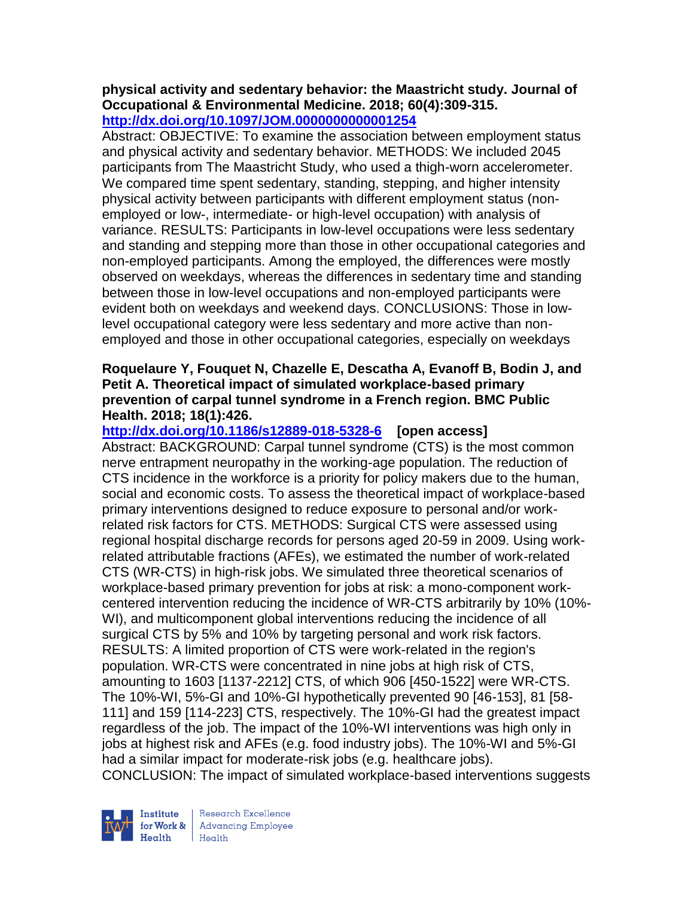**physical activity and sedentary behavior: the Maastricht study. Journal of Occupational & Environmental Medicine. 2018; 60(4):309-315.**
**http://dx.doi.org/10.1097/JOM.0000000000001254**

Abstract: OBJECTIVE: To examine the association between employment status and physical activity and sedentary behavior. METHODS: We included 2045 participants from The Maastricht Study, who used a thigh-worn accelerometer. We compared time spent sedentary, standing, stepping, and higher intensity physical activity between participants with different employment status (non-employed or low-, intermediate- or high-level occupation) with analysis of variance. RESULTS: Participants in low-level occupations were less sedentary and standing and stepping more than those in other occupational categories and non-employed participants. Among the employed, the differences were mostly observed on weekdays, whereas the differences in sedentary time and standing between those in low-level occupations and non-employed participants were evident both on weekdays and weekend days. CONCLUSIONS: Those in low-level occupational category were less sedentary and more active than non-employed and those in other occupational categories, especially on weekdays

**Roquelaure Y, Fouquet N, Chazelle E, Descatha A, Evanoff B, Bodin J, and Petit A. Theoretical impact of simulated workplace-based primary prevention of carpal tunnel syndrome in a French region. BMC Public Health. 2018; 18(1):426.**
**http://dx.doi.org/10.1186/s12889-018-5328-6 [open access]**

Abstract: BACKGROUND: Carpal tunnel syndrome (CTS) is the most common nerve entrapment neuropathy in the working-age population. The reduction of CTS incidence in the workforce is a priority for policy makers due to the human, social and economic costs. To assess the theoretical impact of workplace-based primary interventions designed to reduce exposure to personal and/or work-related risk factors for CTS. METHODS: Surgical CTS were assessed using regional hospital discharge records for persons aged 20-59 in 2009. Using work-related attributable fractions (AFEs), we estimated the number of work-related CTS (WR-CTS) in high-risk jobs. We simulated three theoretical scenarios of workplace-based primary prevention for jobs at risk: a mono-component work-centered intervention reducing the incidence of WR-CTS arbitrarily by 10% (10%-WI), and multicomponent global interventions reducing the incidence of all surgical CTS by 5% and 10% by targeting personal and work risk factors. RESULTS: A limited proportion of CTS were work-related in the region's population. WR-CTS were concentrated in nine jobs at high risk of CTS, amounting to 1603 [1137-2212] CTS, of which 906 [450-1522] were WR-CTS. The 10%-WI, 5%-GI and 10%-GI hypothetically prevented 90 [46-153], 81 [58-111] and 159 [114-223] CTS, respectively. The 10%-GI had the greatest impact regardless of the job. The impact of the 10%-WI interventions was high only in jobs at highest risk and AFEs (e.g. food industry jobs). The 10%-WI and 5%-GI had a similar impact for moderate-risk jobs (e.g. healthcare jobs). CONCLUSION: The impact of simulated workplace-based interventions suggests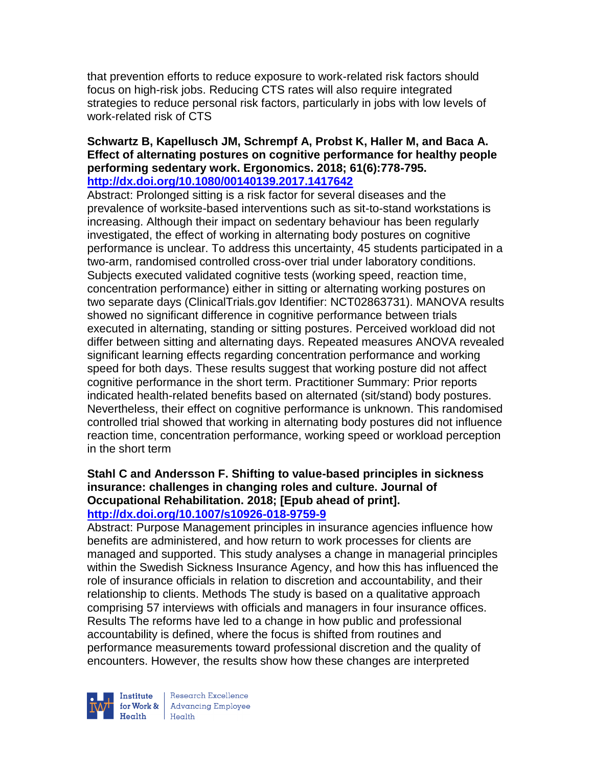that prevention efforts to reduce exposure to work-related risk factors should focus on high-risk jobs. Reducing CTS rates will also require integrated strategies to reduce personal risk factors, particularly in jobs with low levels of work-related risk of CTS

**Schwartz B, Kapellusch JM, Schrempf A, Probst K, Haller M, and Baca A. Effect of alternating postures on cognitive performance for healthy people performing sedentary work. Ergonomics. 2018; 61(6):778-795.**
**http://dx.doi.org/10.1080/00140139.2017.1417642**

Abstract: Prolonged sitting is a risk factor for several diseases and the prevalence of worksite-based interventions such as sit-to-stand workstations is increasing. Although their impact on sedentary behaviour has been regularly investigated, the effect of working in alternating body postures on cognitive performance is unclear. To address this uncertainty, 45 students participated in a two-arm, randomised controlled cross-over trial under laboratory conditions. Subjects executed validated cognitive tests (working speed, reaction time, concentration performance) either in sitting or alternating working postures on two separate days (ClinicalTrials.gov Identifier: NCT02863731). MANOVA results showed no significant difference in cognitive performance between trials executed in alternating, standing or sitting postures. Perceived workload did not differ between sitting and alternating days. Repeated measures ANOVA revealed significant learning effects regarding concentration performance and working speed for both days. These results suggest that working posture did not affect cognitive performance in the short term. Practitioner Summary: Prior reports indicated health-related benefits based on alternated (sit/stand) body postures. Nevertheless, their effect on cognitive performance is unknown. This randomised controlled trial showed that working in alternating body postures did not influence reaction time, concentration performance, working speed or workload perception in the short term

**Stahl C and Andersson F. Shifting to value-based principles in sickness insurance: challenges in changing roles and culture. Journal of Occupational Rehabilitation. 2018; [Epub ahead of print].**
**http://dx.doi.org/10.1007/s10926-018-9759-9**

Abstract: Purpose Management principles in insurance agencies influence how benefits are administered, and how return to work processes for clients are managed and supported. This study analyses a change in managerial principles within the Swedish Sickness Insurance Agency, and how this has influenced the role of insurance officials in relation to discretion and accountability, and their relationship to clients. Methods The study is based on a qualitative approach comprising 57 interviews with officials and managers in four insurance offices. Results The reforms have led to a change in how public and professional accountability is defined, where the focus is shifted from routines and performance measurements toward professional discretion and the quality of encounters. However, the results show how these changes are interpreted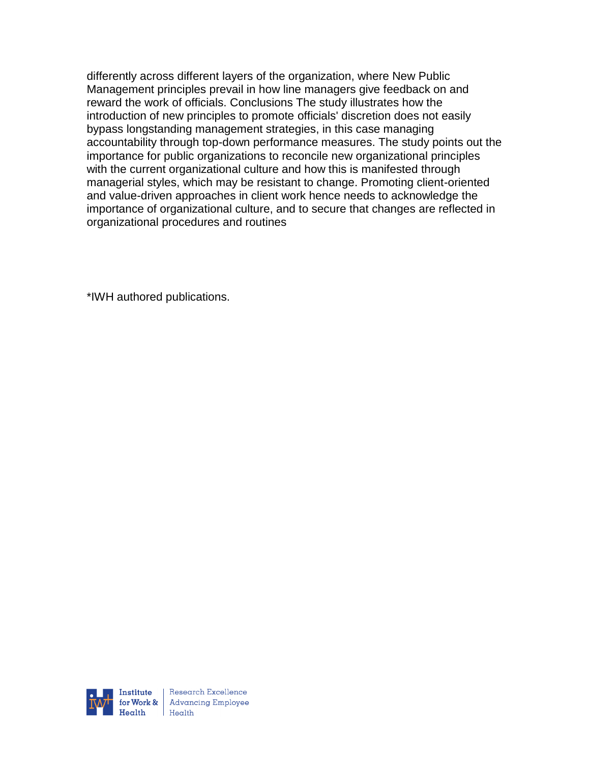differently across different layers of the organization, where New Public Management principles prevail in how line managers give feedback on and reward the work of officials. Conclusions The study illustrates how the introduction of new principles to promote officials' discretion does not easily bypass longstanding management strategies, in this case managing accountability through top-down performance measures. The study points out the importance for public organizations to reconcile new organizational principles with the current organizational culture and how this is manifested through managerial styles, which may be resistant to change. Promoting client-oriented and value-driven approaches in client work hence needs to acknowledge the importance of organizational culture, and to secure that changes are reflected in organizational procedures and routines

*IWH authored publications.